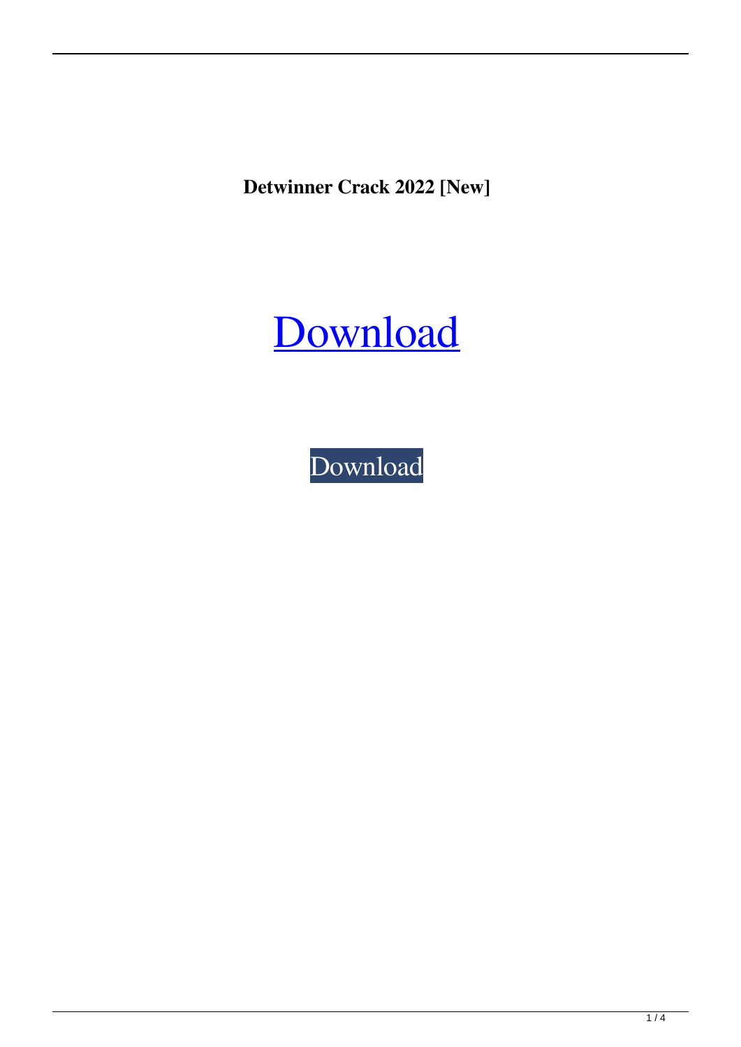**Detwinner Crack 2022 [New]**

Download

Download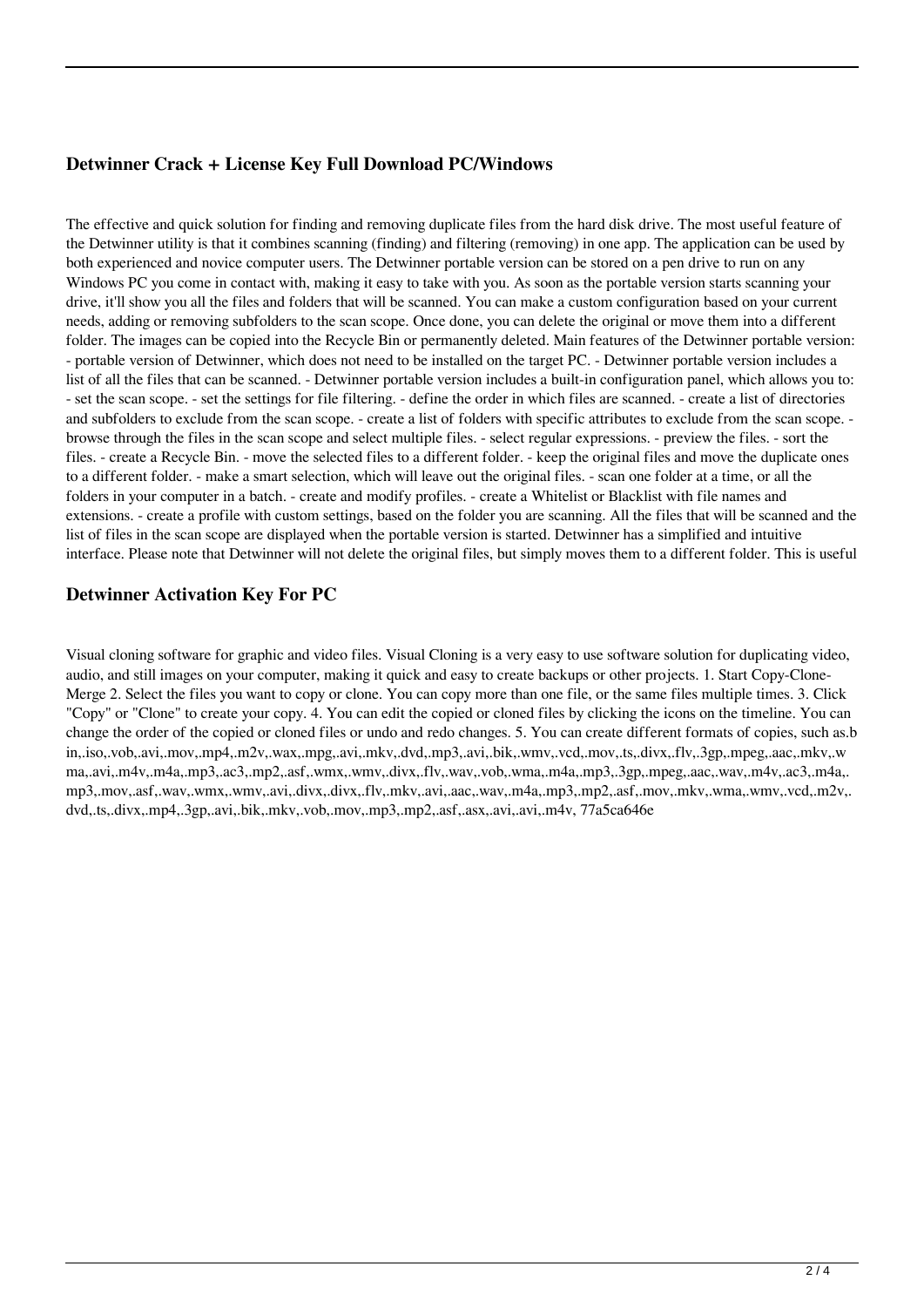## Detwinner Crack + License Key Full Download PC/Windows

The effective and quick solution for finding and removing duplicate files from the hard disk drive. The most useful feature of the Detwinner utility is that it combines scanning (finding) and filtering (removing) in one app. The application can be used by both experienced and novice computer users. The Detwinner portable version can be stored on a pen drive to run on any Windows PC you come in contact with, making it easy to take with you. As soon as the portable version starts scanning your drive, it'll show you all the files and folders that will be scanned. You can make a custom configuration based on your current needs, adding or removing subfolders to the scan scope. Once done, you can delete the original or move them into a different folder. The images can be copied into the Recycle Bin or permanently deleted. Main features of the Detwinner portable version: - portable version of Detwinner, which does not need to be installed on the target PC. - Detwinner portable version includes a list of all the files that can be scanned. - Detwinner portable version includes a built-in configuration panel, which allows you to: - set the scan scope. - set the settings for file filtering. - define the order in which files are scanned. - create a list of directories and subfolders to exclude from the scan scope. - create a list of folders with specific attributes to exclude from the scan scope. - browse through the files in the scan scope and select multiple files. - select regular expressions. - preview the files. - sort the files. - create a Recycle Bin. - move the selected files to a different folder. - keep the original files and move the duplicate ones to a different folder. - make a smart selection, which will leave out the original files. - scan one folder at a time, or all the folders in your computer in a batch. - create and modify profiles. - create a Whitelist or Blacklist with file names and extensions. - create a profile with custom settings, based on the folder you are scanning. All the files that will be scanned and the list of files in the scan scope are displayed when the portable version is started. Detwinner has a simplified and intuitive interface. Please note that Detwinner will not delete the original files, but simply moves them to a different folder. This is useful

## Detwinner Activation Key For PC

Visual cloning software for graphic and video files. Visual Cloning is a very easy to use software solution for duplicating video, audio, and still images on your computer, making it quick and easy to create backups or other projects. 1. Start Copy-Clone-Merge 2. Select the files you want to copy or clone. You can copy more than one file, or the same files multiple times. 3. Click "Copy" or "Clone" to create your copy. 4. You can edit the copied or cloned files by clicking the icons on the timeline. You can change the order of the copied or cloned files or undo and redo changes. 5. You can create different formats of copies, such as.bin,.iso,.vob,.avi,.mov,.mp4,.m2v,.wax,.mpg,.avi,.mkv,.dvd,.mp3,.avi,.bik,.wmv,.vcd,.mov,.ts,.divx,.flv,.3gp,.mpeg,.aac,.mkv,.wma,.avi,.m4v,.m4a,.mp3,.ac3,.mp2,.asf,.wmx,.wmv,.divx,.flv,.wav,.vob,.wma,.m4a,.mp3,.3gp,.mpeg,.aac,.wav,.m4v,.ac3,.m4a,.mp3,.mov,.asf,.wav,.wmx,.wmv,.avi,.divx,.divx,.flv,.mkv,.avi,.aac,.wav,.m4a,.mp3,.mp2,.asf,.mov,.mkv,.wma,.wmv,.vcd,.m2v,.dvd,.ts,.divx,.mp4,.3gp,.avi,.bik,.mkv,.vob,.mov,.mp3,.mp2,.asf,.asx,.avi,.avi,.m4v, 77a5ca646e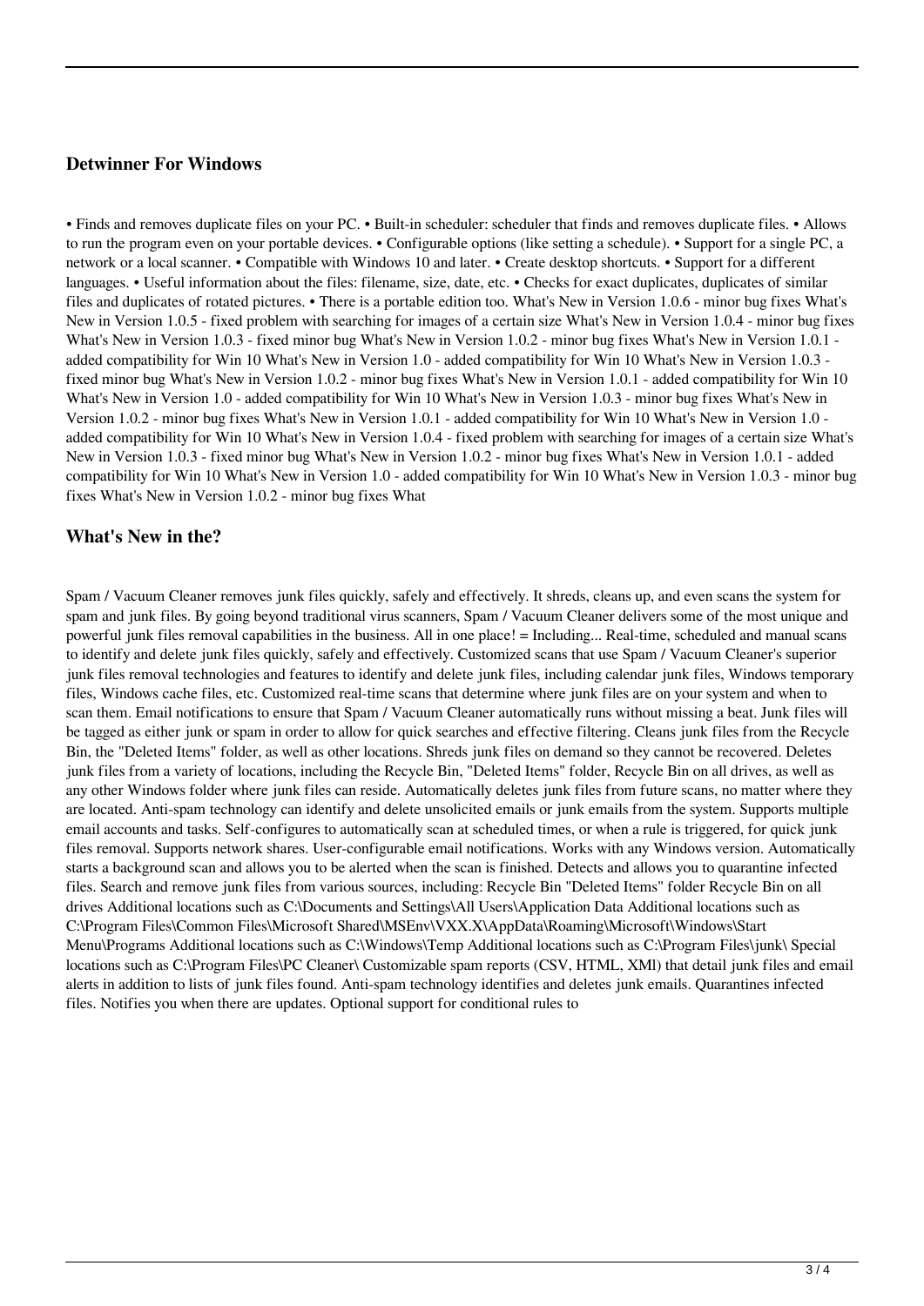## Detwinner For Windows

• Finds and removes duplicate files on your PC. • Built-in scheduler: scheduler that finds and removes duplicate files. • Allows to run the program even on your portable devices. • Configurable options (like setting a schedule). • Support for a single PC, a network or a local scanner. • Compatible with Windows 10 and later. • Create desktop shortcuts. • Support for a different languages. • Useful information about the files: filename, size, date, etc. • Checks for exact duplicates, duplicates of similar files and duplicates of rotated pictures. • There is a portable edition too. What's New in Version 1.0.6 - minor bug fixes What's New in Version 1.0.5 - fixed problem with searching for images of a certain size What's New in Version 1.0.4 - minor bug fixes What's New in Version 1.0.3 - fixed minor bug What's New in Version 1.0.2 - minor bug fixes What's New in Version 1.0.1 - added compatibility for Win 10 What's New in Version 1.0 - added compatibility for Win 10 What's New in Version 1.0.3 - fixed minor bug What's New in Version 1.0.2 - minor bug fixes What's New in Version 1.0.1 - added compatibility for Win 10 What's New in Version 1.0 - added compatibility for Win 10 What's New in Version 1.0.3 - minor bug fixes What's New in Version 1.0.2 - minor bug fixes What's New in Version 1.0.1 - added compatibility for Win 10 What's New in Version 1.0 - added compatibility for Win 10 What's New in Version 1.0.4 - fixed problem with searching for images of a certain size What's New in Version 1.0.3 - fixed minor bug What's New in Version 1.0.2 - minor bug fixes What's New in Version 1.0.1 - added compatibility for Win 10 What's New in Version 1.0 - added compatibility for Win 10 What's New in Version 1.0.3 - minor bug fixes What's New in Version 1.0.2 - minor bug fixes What

## What's New in the?

Spam / Vacuum Cleaner removes junk files quickly, safely and effectively. It shreds, cleans up, and even scans the system for spam and junk files. By going beyond traditional virus scanners, Spam / Vacuum Cleaner delivers some of the most unique and powerful junk files removal capabilities in the business. All in one place! = Including... Real-time, scheduled and manual scans to identify and delete junk files quickly, safely and effectively. Customized scans that use Spam / Vacuum Cleaner's superior junk files removal technologies and features to identify and delete junk files, including calendar junk files, Windows temporary files, Windows cache files, etc. Customized real-time scans that determine where junk files are on your system and when to scan them. Email notifications to ensure that Spam / Vacuum Cleaner automatically runs without missing a beat. Junk files will be tagged as either junk or spam in order to allow for quick searches and effective filtering. Cleans junk files from the Recycle Bin, the "Deleted Items" folder, as well as other locations. Shreds junk files on demand so they cannot be recovered. Deletes junk files from a variety of locations, including the Recycle Bin, "Deleted Items" folder, Recycle Bin on all drives, as well as any other Windows folder where junk files can reside. Automatically deletes junk files from future scans, no matter where they are located. Anti-spam technology can identify and delete unsolicited emails or junk emails from the system. Supports multiple email accounts and tasks. Self-configures to automatically scan at scheduled times, or when a rule is triggered, for quick junk files removal. Supports network shares. User-configurable email notifications. Works with any Windows version. Automatically starts a background scan and allows you to be alerted when the scan is finished. Detects and allows you to quarantine infected files. Search and remove junk files from various sources, including: Recycle Bin "Deleted Items" folder Recycle Bin on all drives Additional locations such as C:\Documents and Settings\All Users\Application Data Additional locations such as C:\Program Files\Common Files\Microsoft Shared\MSEnv\VXX.X\AppData\Roaming\Microsoft\Windows\Start Menu\Programs Additional locations such as C:\Windows\Temp Additional locations such as C:\Program Files\junk\ Special locations such as C:\Program Files\PC Cleaner\ Customizable spam reports (CSV, HTML, XMl) that detail junk files and email alerts in addition to lists of junk files found. Anti-spam technology identifies and deletes junk emails. Quarantines infected files. Notifies you when there are updates. Optional support for conditional rules to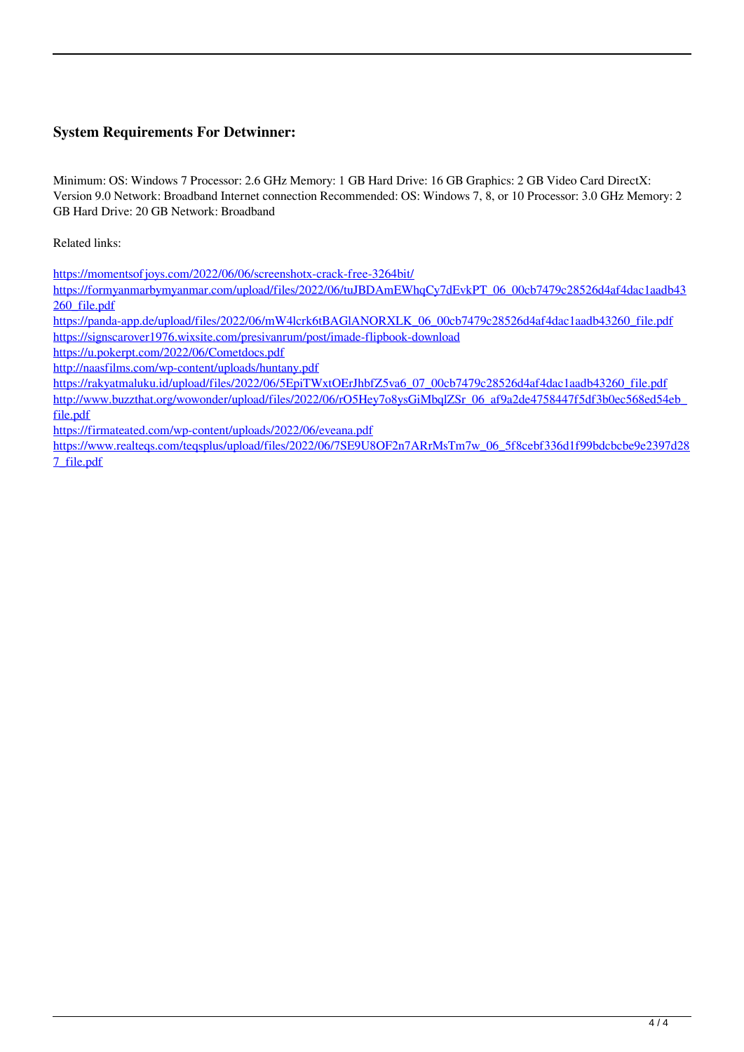### System Requirements For Detwinner:

Minimum: OS: Windows 7 Processor: 2.6 GHz Memory: 1 GB Hard Drive: 16 GB Graphics: 2 GB Video Card DirectX: Version 9.0 Network: Broadband Internet connection Recommended: OS: Windows 7, 8, or 10 Processor: 3.0 GHz Memory: 2 GB Hard Drive: 20 GB Network: Broadband

Related links:

https://momentsofjoys.com/2022/06/06/screenshotx-crack-free-3264bit/
https://formyanmarbymyanmar.com/upload/files/2022/06/tuJBDAmEWhqCy7dEvkPT_06_00cb7479c28526d4af4dac1aadb43260_file.pdf
https://panda-app.de/upload/files/2022/06/mW4lcrk6tBAGlANORXLK_06_00cb7479c28526d4af4dac1aadb43260_file.pdf
https://signscarover1976.wixsite.com/presivanrum/post/imade-flipbook-download
https://u.pokerpt.com/2022/06/Cometdocs.pdf
http://naasfilms.com/wp-content/uploads/huntany.pdf
https://rakyatmaluku.id/upload/files/2022/06/5EpiTWxtOErJhbfZ5va6_07_00cb7479c28526d4af4dac1aadb43260_file.pdf
http://www.buzzthat.org/wowonder/upload/files/2022/06/rO5Hey7o8ysGiMbqlZSr_06_af9a2de4758447f5df3b0ec568ed54eb_file.pdf
https://firmateated.com/wp-content/uploads/2022/06/eveana.pdf
https://www.realteqs.com/teqsplus/upload/files/2022/06/7SE9U8OF2n7ARrMsTm7w_06_5f8cebf336d1f99bdcbcbe9e2397d287_file.pdf